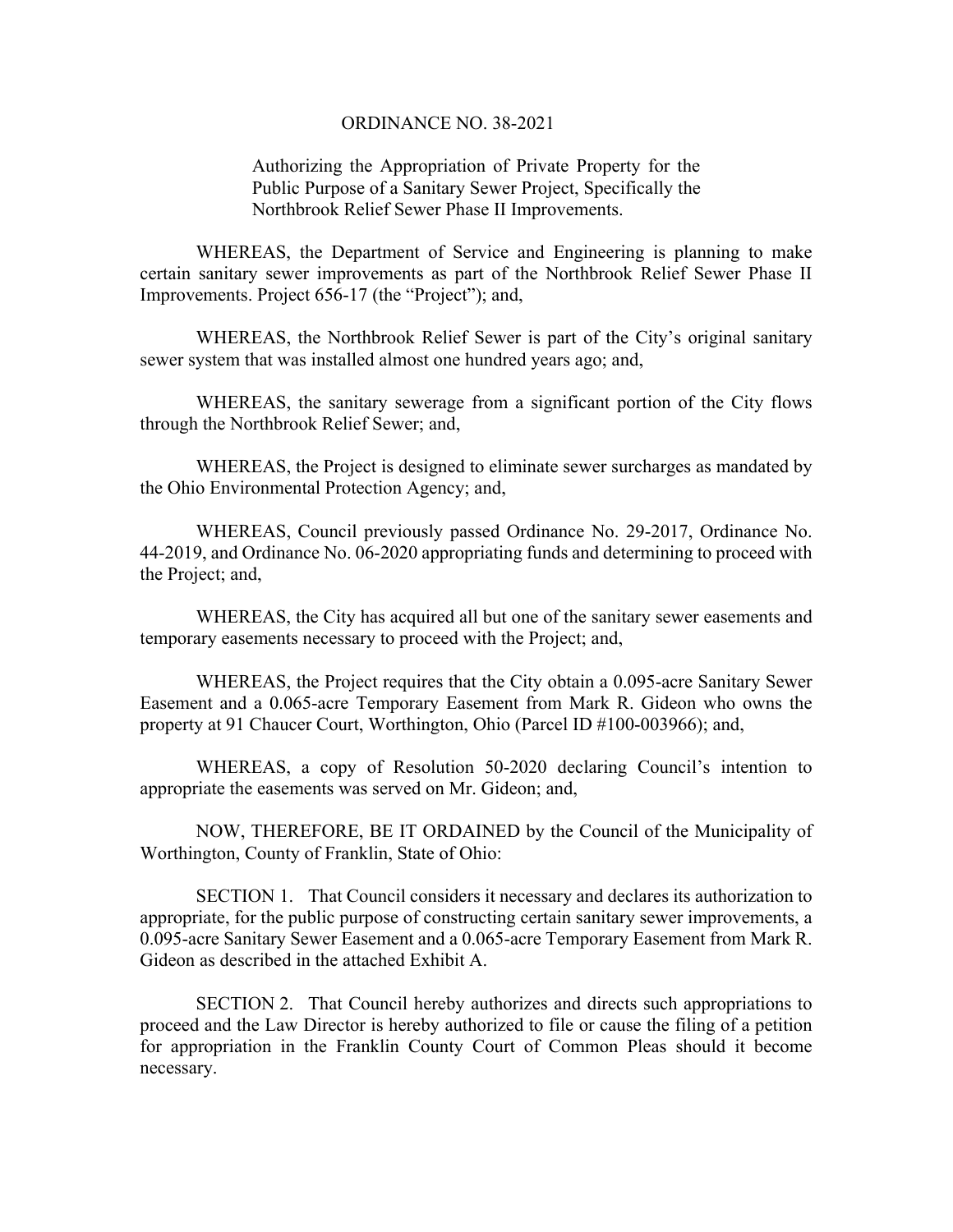# ORDINANCE NO. 38-2021

Authorizing the Appropriation of Private Property for the Public Purpose of a Sanitary Sewer Project, Specifically the Northbrook Relief Sewer Phase II Improvements.

WHEREAS, the Department of Service and Engineering is planning to make certain sanitary sewer improvements as part of the Northbrook Relief Sewer Phase II Improvements. Project 656-17 (the "Project"); and,

WHEREAS, the Northbrook Relief Sewer is part of the City's original sanitary sewer system that was installed almost one hundred years ago; and,

WHEREAS, the sanitary sewerage from a significant portion of the City flows through the Northbrook Relief Sewer; and,

WHEREAS, the Project is designed to eliminate sewer surcharges as mandated by the Ohio Environmental Protection Agency; and,

WHEREAS, Council previously passed Ordinance No. 29-2017, Ordinance No. 44-2019, and Ordinance No. 06-2020 appropriating funds and determining to proceed with the Project; and,

WHEREAS, the City has acquired all but one of the sanitary sewer easements and temporary easements necessary to proceed with the Project; and,

WHEREAS, the Project requires that the City obtain a 0.095-acre Sanitary Sewer Easement and a 0.065-acre Temporary Easement from Mark R. Gideon who owns the property at 91 Chaucer Court, Worthington, Ohio (Parcel ID #100-003966); and,

WHEREAS, a copy of Resolution 50-2020 declaring Council's intention to appropriate the easements was served on Mr. Gideon; and,

NOW, THEREFORE, BE IT ORDAINED by the Council of the Municipality of Worthington, County of Franklin, State of Ohio:

SECTION 1. That Council considers it necessary and declares its authorization to appropriate, for the public purpose of constructing certain sanitary sewer improvements, a 0.095-acre Sanitary Sewer Easement and a 0.065-acre Temporary Easement from Mark R. Gideon as described in the attached Exhibit A.

SECTION 2. That Council hereby authorizes and directs such appropriations to proceed and the Law Director is hereby authorized to file or cause the filing of a petition for appropriation in the Franklin County Court of Common Pleas should it become necessary.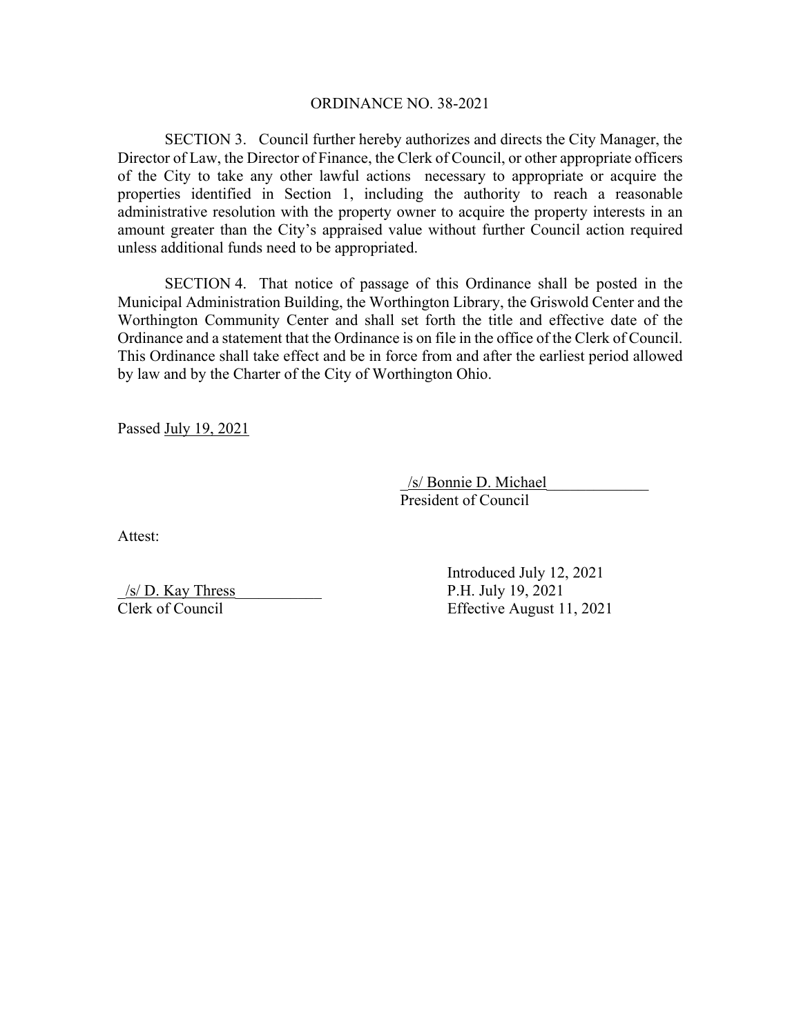ORDINANCE NO. 38-2021

SECTION 3. Council further hereby authorizes and directs the City Manager, the Director of Law, the Director of Finance, the Clerk of Council, or other appropriate officers of the City to take any other lawful actions necessary to appropriate or acquire the properties identified in Section 1, including the authority to reach a reasonable administrative resolution with the property owner to acquire the property interests in an amount greater than the City's appraised value without further Council action required unless additional funds need to be appropriated.

SECTION 4. That notice of passage of this Ordinance shall be posted in the Municipal Administration Building, the Worthington Library, the Griswold Center and the Worthington Community Center and shall set forth the title and effective date of the Ordinance and a statement that the Ordinance is on file in the office of the Clerk of Council. This Ordinance shall take effect and be in force from and after the earliest period allowed by law and by the Charter of the City of Worthington Ohio.

Passed July 19, 2021

/s/ Bonnie D. Michael
President of Council

Attest:

/s/ D. Kay Thress
Clerk of Council

Introduced July 12, 2021
P.H. July 19, 2021
Effective August 11, 2021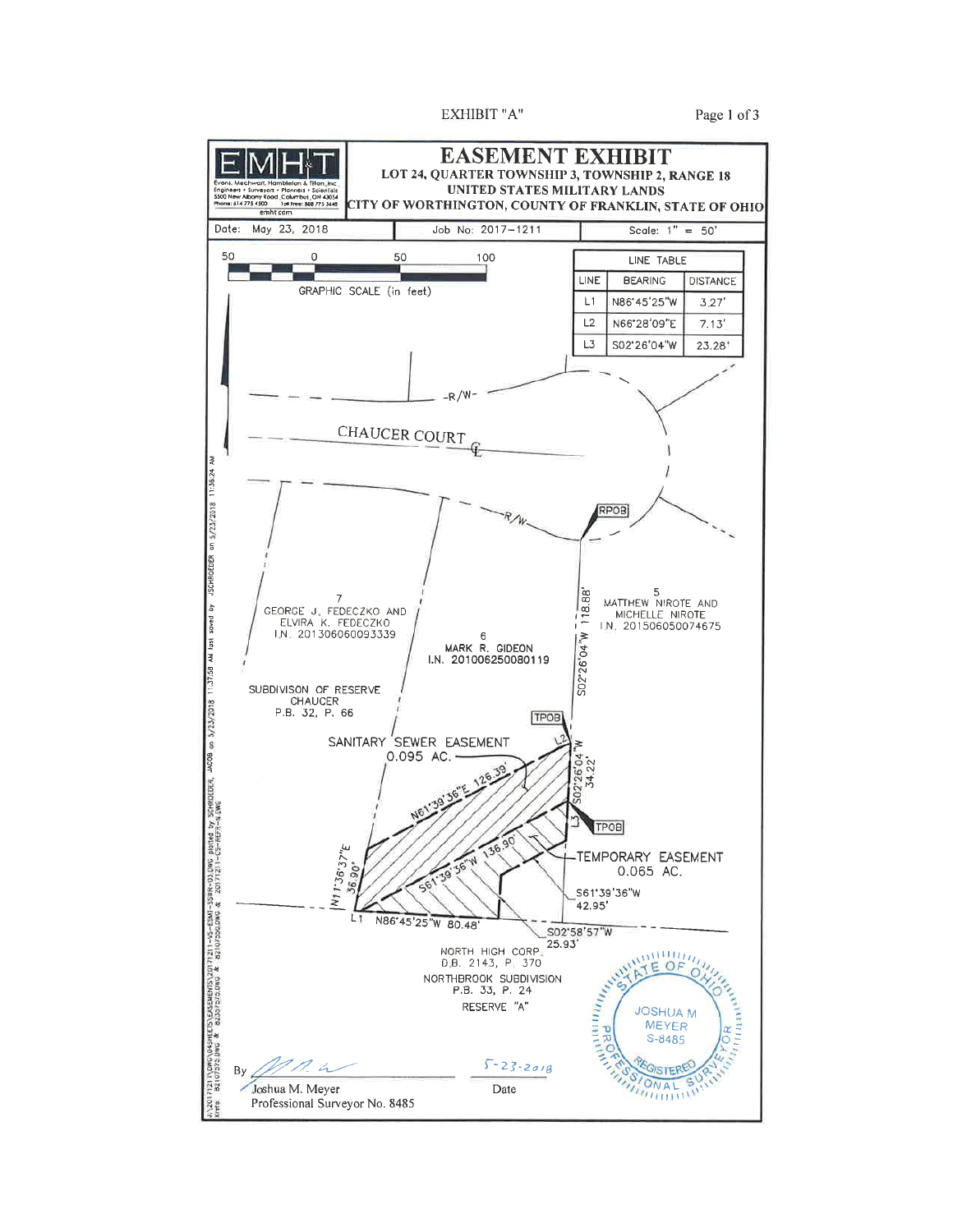EXHIBIT "A"

# EASEMENT EXHIBIT

**LOT 24, QUARTER TOWNSHIP 3, TOWNSHIP 2, RANGE 18**
**UNITED STATES MILITARY LANDS**
**CITY OF WORTHINGTON, COUNTY OF FRANKLIN, STATE OF OHIO**

EMH&T
Evans, Mechwart, Hambleton & Tilton, Inc.
Engineers • Surveyors • Planners • Scientists
5500 New Albany Road, Columbus, OH 43054
Phone: 614.775.4500 Toll Free: 888.775.3648
emht.com

Date: May 23, 2018 | Job No: 2017-1211 | Scale: 1" = 50'

GRAPHIC SCALE (in feet): 50 0 50 100

| LINE TABLE | | |
|---|---|---|
| LINE | BEARING | DISTANCE |
| L1 | N86°45'25"W | 3.27' |
| L2 | N66°28'09"E | 7.13' |
| L3 | S02°26'04"W | 23.28' |

CHAUCER COURT

R/W

RPOB

TPOB

TPOB

S02°26'04"W 118.88'

S02°26'04"W 34.22'

N61°39'36"E 126.39'

S61°39'36"W 136.90'

N11°36'37"E 36.90'

N86°45'25"W 80.48'

S61°39'36"W 42.95'

S02°58'57"W 25.93'

L1 L2 L3

7
GEORGE J. FEDECZKO AND
ELVIRA K. FEDECZKO
I.N. 201306060093339

6
MARK R. GIDEON
I.N. 201006250080119

5
MATTHEW NIROTE AND
MICHELLE NIROTE
I.N. 201506050074675

SUBDIVISON OF RESERVE
CHAUCER
P.B. 32, P. 66

SANITARY SEWER EASEMENT
0.095 AC.

TEMPORARY EASEMENT
0.065 AC.

NORTH HIGH CORP.
D.B. 2143, P. 370
NORTHBROOK SUBDIVISION
P.B. 33, P. 24
RESERVE "A"

STATE OF OHIO
JOSHUA M MEYER
S-8485
REGISTERED PROFESSIONAL SURVEYOR

By ____________________
Joshua M. Meyer
Professional Surveyor No. 8485

5-23-2018
Date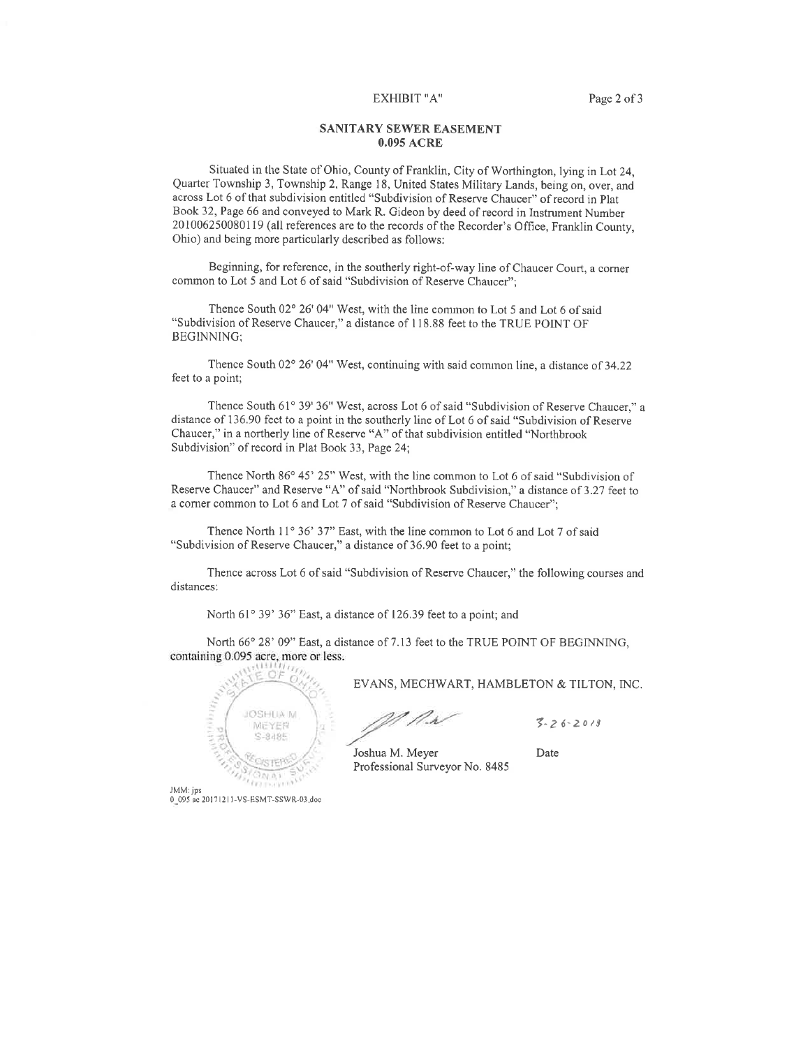EXHIBIT "A"

## SANITARY SEWER EASEMENT
## 0.095 ACRE

Situated in the State of Ohio, County of Franklin, City of Worthington, lying in Lot 24, Quarter Township 3, Township 2, Range 18, United States Military Lands, being on, over, and across Lot 6 of that subdivision entitled "Subdivision of Reserve Chaucer" of record in Plat Book 32, Page 66 and conveyed to Mark R. Gideon by deed of record in Instrument Number 201006250080119 (all references are to the records of the Recorder's Office, Franklin County, Ohio) and being more particularly described as follows:

Beginning, for reference, in the southerly right-of-way line of Chaucer Court, a corner common to Lot 5 and Lot 6 of said "Subdivision of Reserve Chaucer";

Thence South 02° 26' 04" West, with the line common to Lot 5 and Lot 6 of said "Subdivision of Reserve Chaucer," a distance of 118.88 feet to the TRUE POINT OF BEGINNING;

Thence South 02° 26' 04" West, continuing with said common line, a distance of 34.22 feet to a point;

Thence South 61° 39' 36" West, across Lot 6 of said "Subdivision of Reserve Chaucer," a distance of 136.90 feet to a point in the southerly line of Lot 6 of said "Subdivision of Reserve Chaucer," in a northerly line of Reserve "A" of that subdivision entitled "Northbrook Subdivision" of record in Plat Book 33, Page 24;

Thence North 86° 45' 25" West, with the line common to Lot 6 of said "Subdivision of Reserve Chaucer" and Reserve "A" of said "Northbrook Subdivision," a distance of 3.27 feet to a corner common to Lot 6 and Lot 7 of said "Subdivision of Reserve Chaucer";

Thence North 11° 36' 37" East, with the line common to Lot 6 and Lot 7 of said "Subdivision of Reserve Chaucer," a distance of 36.90 feet to a point;

Thence across Lot 6 of said "Subdivision of Reserve Chaucer," the following courses and distances:

North 61° 39' 36" East, a distance of 126.39 feet to a point; and

North 66° 28' 09" East, a distance of 7.13 feet to the TRUE POINT OF BEGINNING, containing 0.095 acre, more or less.

STATE OF OHIO
JOSHUA M. MEYER
S-8485
REGISTERED
PROFESSIONAL SURVEYOR

EVANS, MECHWART, HAMBLETON & TILTON, INC.

Joshua M. Meyer
Professional Surveyor No. 8485

Date: 3-26-2018

JMM: jps
0_095 ac 20171211-VS-ESMT-SSWR-03.doc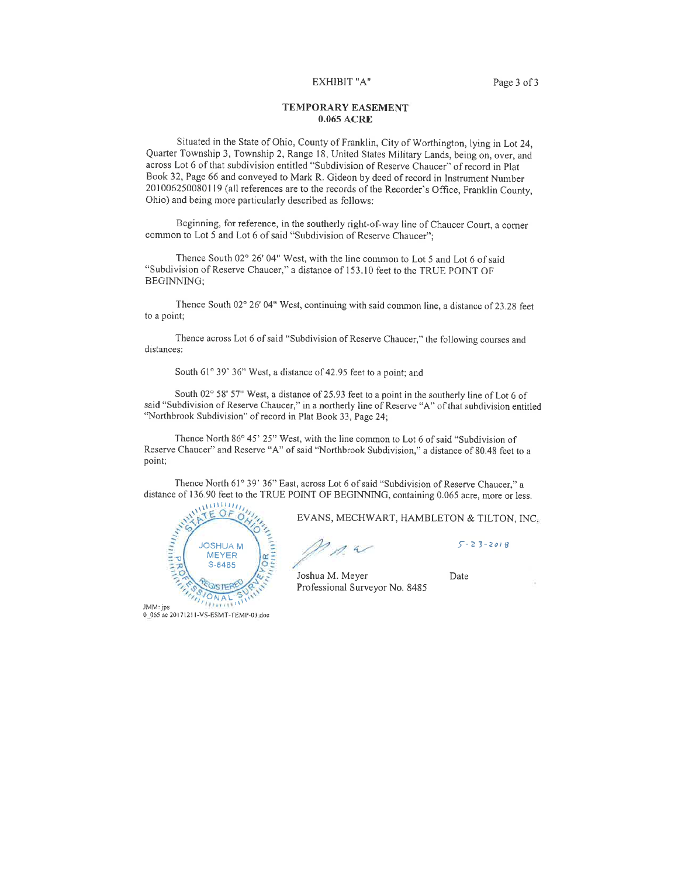EXHIBIT "A"

**TEMPORARY EASEMENT**
**0.065 ACRE**

Situated in the State of Ohio, County of Franklin, City of Worthington, lying in Lot 24, Quarter Township 3, Township 2, Range 18, United States Military Lands, being on, over, and across Lot 6 of that subdivision entitled "Subdivision of Reserve Chaucer" of record in Plat Book 32, Page 66 and conveyed to Mark R. Gideon by deed of record in Instrument Number 201006250080119 (all references are to the records of the Recorder's Office, Franklin County, Ohio) and being more particularly described as follows:

Beginning, for reference, in the southerly right-of-way line of Chaucer Court, a corner common to Lot 5 and Lot 6 of said "Subdivision of Reserve Chaucer";

Thence South 02° 26' 04" West, with the line common to Lot 5 and Lot 6 of said "Subdivision of Reserve Chaucer," a distance of 153.10 feet to the TRUE POINT OF BEGINNING;

Thence South 02° 26' 04" West, continuing with said common line, a distance of 23.28 feet to a point;

Thence across Lot 6 of said "Subdivision of Reserve Chaucer," the following courses and distances:

South 61° 39' 36" West, a distance of 42.95 feet to a point; and

South 02° 58' 57" West, a distance of 25.93 feet to a point in the southerly line of Lot 6 of said "Subdivision of Reserve Chaucer," in a northerly line of Reserve "A" of that subdivision entitled "Northbrook Subdivision" of record in Plat Book 33, Page 24;

Thence North 86° 45' 25" West, with the line common to Lot 6 of said "Subdivision of Reserve Chaucer" and Reserve "A" of said "Northbrook Subdivision," a distance of 80.48 feet to a point;

Thence North 61° 39' 36" East, across Lot 6 of said "Subdivision of Reserve Chaucer," a distance of 136.90 feet to the TRUE POINT OF BEGINNING, containing 0.065 acre, more or less.

STATE OF OHIO
JOSHUA M MEYER
S-8485
REGISTERED
PROFESSIONAL SURVEYOR

EVANS, MECHWART, HAMBLETON & TILTON, INC.

5-23-2018

Joshua M. Meyer
Professional Surveyor No. 8485

Date

JMM: jps
0_065 ac 20171211-VS-ESMT-TEMP-03.doc